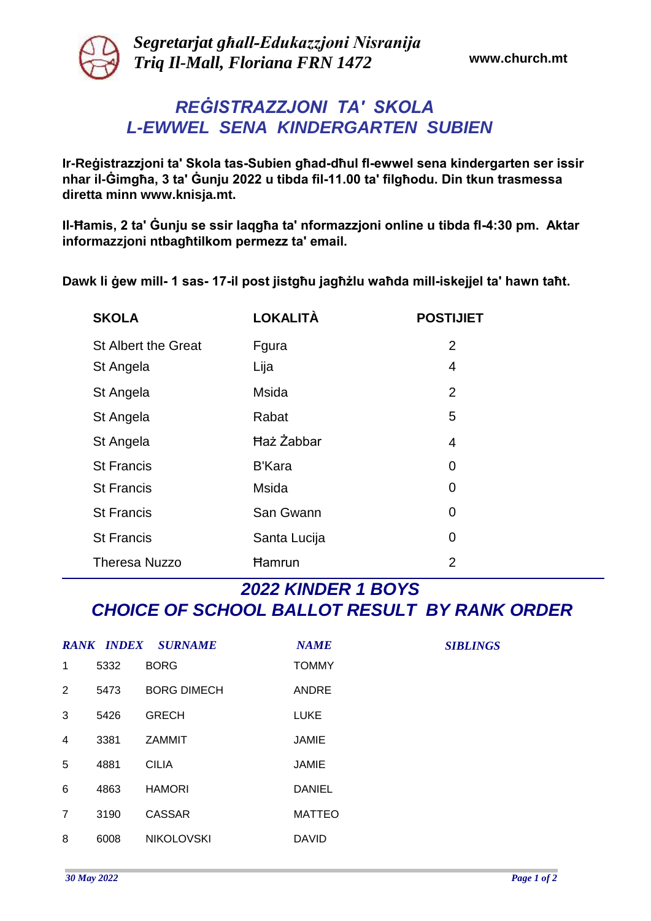*Segretarjat għall-Edukazzjoni Nisranija*
*Triq Il-Mall, Floriana FRN 1472*

**www.church.mt**

# REĠISTRAZZJONI TA' SKOLA L-EWWEL SENA KINDERGARTEN SUBIEN

**Ir-Reġistrazzjoni ta' Skola tas-Subien għad-dħul fl-ewwel sena kindergarten ser issir nhar il-Ġimgħa, 3 ta' Ġunju 2022 u tibda fil-11.00 ta' filgħodu. Din tkun trasmessa diretta minn www.knisja.mt.**

**Il-Ħamis, 2 ta' Ġunju se ssir laqgħa ta' nformazzjoni online u tibda fl-4:30 pm. Aktar informazzjoni ntbagħtilkom permezz ta' email.**

**Dawk li ġew mill- 1 sas- 17-il post jistgħu jagħżlu waħda mill-iskejjel ta' hawn taħt.**

| SKOLA | LOKALITÀ | POSTIJIET |
|---|---|---|
| St Albert the Great | Fgura | 2 |
| St Angela | Lija | 4 |
| St Angela | Msida | 2 |
| St Angela | Rabat | 5 |
| St Angela | Ħaż Żabbar | 4 |
| St Francis | B'Kara | 0 |
| St Francis | Msida | 0 |
| St Francis | San Gwann | 0 |
| St Francis | Santa Lucija | 0 |
| Theresa Nuzzo | Ħamrun | 2 |

## 2022 KINDER 1 BOYS
## CHOICE OF SCHOOL BALLOT RESULT BY RANK ORDER

| RANK | INDEX | SURNAME | NAME | SIBLINGS |
|---|---|---|---|---|
| 1 | 5332 | BORG | TOMMY | |
| 2 | 5473 | BORG DIMECH | ANDRE | |
| 3 | 5426 | GRECH | LUKE | |
| 4 | 3381 | ZAMMIT | JAMIE | |
| 5 | 4881 | CILIA | JAMIE | |
| 6 | 4863 | HAMORI | DANIEL | |
| 7 | 3190 | CASSAR | MATTEO | |
| 8 | 6008 | NIKOLOVSKI | DAVID | |

*30 May 2022*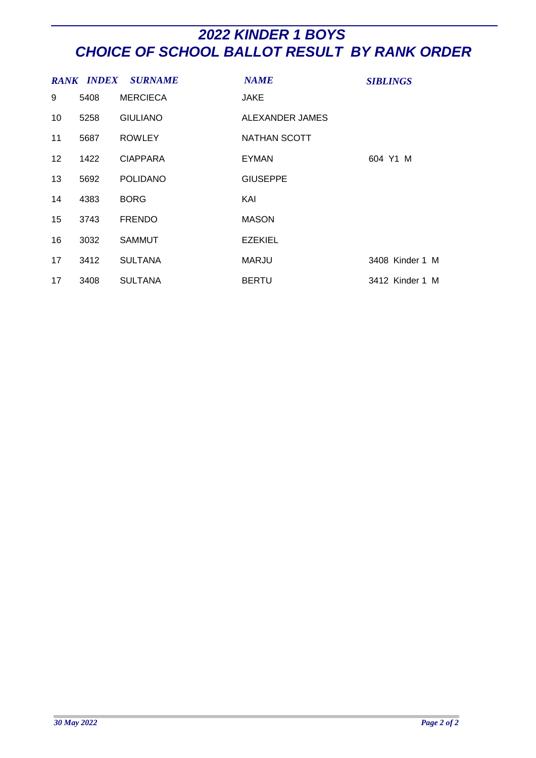# *2022 KINDER 1 BOYS*
# *CHOICE OF SCHOOL BALLOT RESULT BY RANK ORDER*

| *RANK* | *INDEX* | *SURNAME* | *NAME* | *SIBLINGS* |
|---|---|---|---|---|
| 9 | 5408 | MERCIECA | JAKE | |
| 10 | 5258 | GIULIANO | ALEXANDER JAMES | |
| 11 | 5687 | ROWLEY | NATHAN SCOTT | |
| 12 | 1422 | CIAPPARA | EYMAN | 604 Y1 M |
| 13 | 5692 | POLIDANO | GIUSEPPE | |
| 14 | 4383 | BORG | KAI | |
| 15 | 3743 | FRENDO | MASON | |
| 16 | 3032 | SAMMUT | EZEKIEL | |
| 17 | 3412 | SULTANA | MARJU | 3408 Kinder 1 M |
| 17 | 3408 | SULTANA | BERTU | 3412 Kinder 1 M |

*30 May 2022*